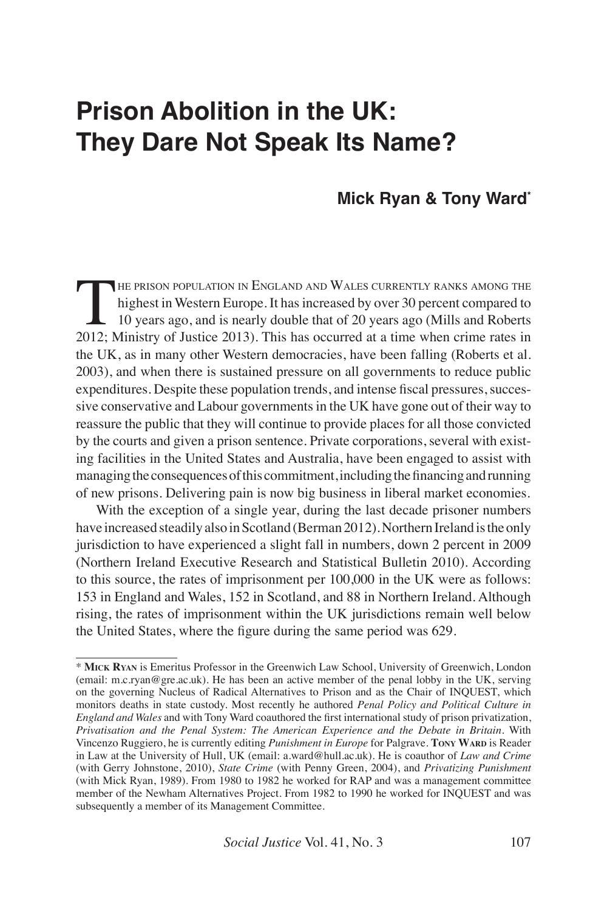# Prison Abolition in the UK: They Dare Not Speak Its Name?

**Mick Ryan & Tony Ward***

The prison population in England and Wales currently ranks among the highest in Western Europe. It has increased by over 30 percent compared to 10 years ago, and is nearly double that of 20 years ago (Mills and Roberts 2012; Ministry of Justice 2013). This has occurred at a time when crime rates in the UK, as in many other Western democracies, have been falling (Roberts et al. 2003), and when there is sustained pressure on all governments to reduce public expenditures. Despite these population trends, and intense fiscal pressures, successive conservative and Labour governments in the UK have gone out of their way to reassure the public that they will continue to provide places for all those convicted by the courts and given a prison sentence. Private corporations, several with existing facilities in the United States and Australia, have been engaged to assist with managing the consequences of this commitment, including the financing and running of new prisons. Delivering pain is now big business in liberal market economies.

With the exception of a single year, during the last decade prisoner numbers have increased steadily also in Scotland (Berman 2012). Northern Ireland is the only jurisdiction to have experienced a slight fall in numbers, down 2 percent in 2009 (Northern Ireland Executive Research and Statistical Bulletin 2010). According to this source, the rates of imprisonment per 100,000 in the UK were as follows: 153 in England and Wales, 152 in Scotland, and 88 in Northern Ireland. Although rising, the rates of imprisonment within the UK jurisdictions remain well below the United States, where the figure during the same period was 629.

---

\* **Mick Ryan** is Emeritus Professor in the Greenwich Law School, University of Greenwich, London (email: m.c.ryan@gre.ac.uk). He has been an active member of the penal lobby in the UK, serving on the governing Nucleus of Radical Alternatives to Prison and as the Chair of INQUEST, which monitors deaths in state custody. Most recently he authored *Penal Policy and Political Culture in England and Wales* and with Tony Ward coauthored the first international study of prison privatization, *Privatisation and the Penal System: The American Experience and the Debate in Britain*. With Vincenzo Ruggiero, he is currently editing *Punishment in Europe* for Palgrave. **Tony Ward** is Reader in Law at the University of Hull, UK (email: a.ward@hull.ac.uk). He is coauthor of *Law and Crime* (with Gerry Johnstone, 2010), *State Crime* (with Penny Green, 2004), and *Privatizing Punishment* (with Mick Ryan, 1989). From 1980 to 1982 he worked for RAP and was a management committee member of the Newham Alternatives Project. From 1982 to 1990 he worked for INQUEST and was subsequently a member of its Management Committee.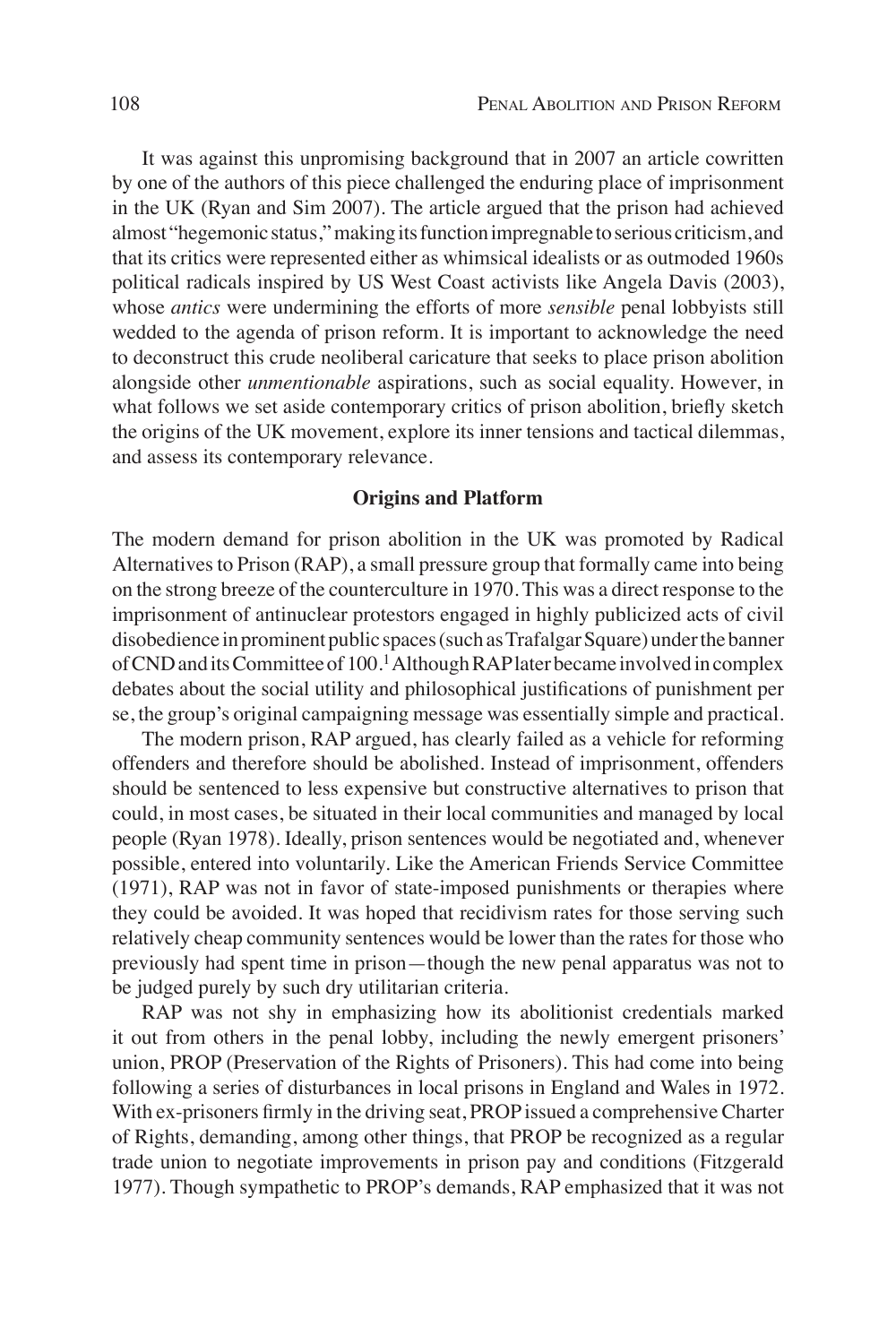It was against this unpromising background that in 2007 an article cowritten by one of the authors of this piece challenged the enduring place of imprisonment in the UK (Ryan and Sim 2007). The article argued that the prison had achieved almost "hegemonic status," making its function impregnable to serious criticism, and that its critics were represented either as whimsical idealists or as outmoded 1960s political radicals inspired by US West Coast activists like Angela Davis (2003), whose *antics* were undermining the efforts of more *sensible* penal lobbyists still wedded to the agenda of prison reform. It is important to acknowledge the need to deconstruct this crude neoliberal caricature that seeks to place prison abolition alongside other *unmentionable* aspirations, such as social equality. However, in what follows we set aside contemporary critics of prison abolition, briefly sketch the origins of the UK movement, explore its inner tensions and tactical dilemmas, and assess its contemporary relevance.

## Origins and Platform

The modern demand for prison abolition in the UK was promoted by Radical Alternatives to Prison (RAP), a small pressure group that formally came into being on the strong breeze of the counterculture in 1970. This was a direct response to the imprisonment of antinuclear protestors engaged in highly publicized acts of civil disobedience in prominent public spaces (such as Trafalgar Square) under the banner of CND and its Committee of 100.[1] Although RAP later became involved in complex debates about the social utility and philosophical justifications of punishment per se, the group's original campaigning message was essentially simple and practical.

The modern prison, RAP argued, has clearly failed as a vehicle for reforming offenders and therefore should be abolished. Instead of imprisonment, offenders should be sentenced to less expensive but constructive alternatives to prison that could, in most cases, be situated in their local communities and managed by local people (Ryan 1978). Ideally, prison sentences would be negotiated and, whenever possible, entered into voluntarily. Like the American Friends Service Committee (1971), RAP was not in favor of state-imposed punishments or therapies where they could be avoided. It was hoped that recidivism rates for those serving such relatively cheap community sentences would be lower than the rates for those who previously had spent time in prison—though the new penal apparatus was not to be judged purely by such dry utilitarian criteria.

RAP was not shy in emphasizing how its abolitionist credentials marked it out from others in the penal lobby, including the newly emergent prisoners' union, PROP (Preservation of the Rights of Prisoners). This had come into being following a series of disturbances in local prisons in England and Wales in 1972. With ex-prisoners firmly in the driving seat, PROP issued a comprehensive Charter of Rights, demanding, among other things, that PROP be recognized as a regular trade union to negotiate improvements in prison pay and conditions (Fitzgerald 1977). Though sympathetic to PROP's demands, RAP emphasized that it was not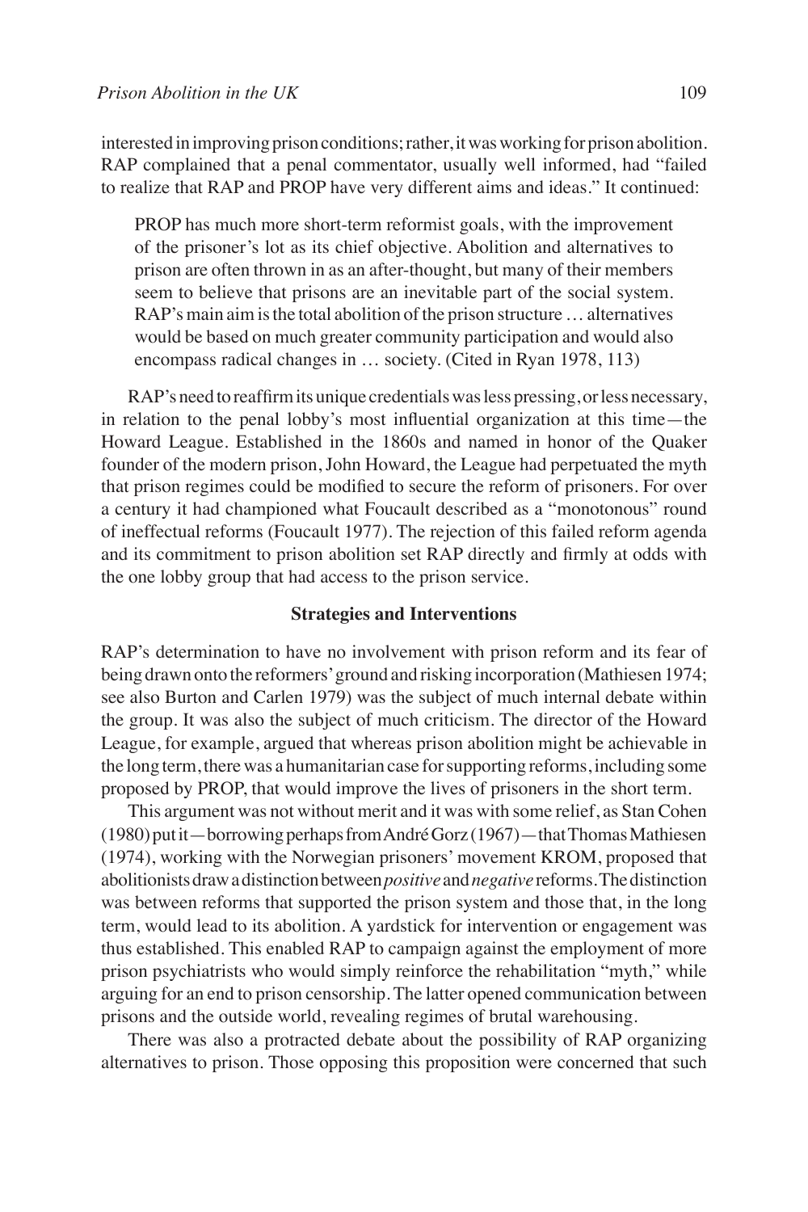interested in improving prison conditions; rather, it was working for prison abolition. RAP complained that a penal commentator, usually well informed, had "failed to realize that RAP and PROP have very different aims and ideas." It continued:

> PROP has much more short-term reformist goals, with the improvement of the prisoner's lot as its chief objective. Abolition and alternatives to prison are often thrown in as an after-thought, but many of their members seem to believe that prisons are an inevitable part of the social system. RAP's main aim is the total abolition of the prison structure … alternatives would be based on much greater community participation and would also encompass radical changes in … society. (Cited in Ryan 1978, 113)

RAP's need to reaffirm its unique credentials was less pressing, or less necessary, in relation to the penal lobby's most influential organization at this time—the Howard League. Established in the 1860s and named in honor of the Quaker founder of the modern prison, John Howard, the League had perpetuated the myth that prison regimes could be modified to secure the reform of prisoners. For over a century it had championed what Foucault described as a "monotonous" round of ineffectual reforms (Foucault 1977). The rejection of this failed reform agenda and its commitment to prison abolition set RAP directly and firmly at odds with the one lobby group that had access to the prison service.

## Strategies and Interventions

RAP's determination to have no involvement with prison reform and its fear of being drawn onto the reformers' ground and risking incorporation (Mathiesen 1974; see also Burton and Carlen 1979) was the subject of much internal debate within the group. It was also the subject of much criticism. The director of the Howard League, for example, argued that whereas prison abolition might be achievable in the long term, there was a humanitarian case for supporting reforms, including some proposed by PROP, that would improve the lives of prisoners in the short term.

This argument was not without merit and it was with some relief, as Stan Cohen (1980) put it—borrowing perhaps from André Gorz (1967)—that Thomas Mathiesen (1974), working with the Norwegian prisoners' movement KROM, proposed that abolitionists draw a distinction between *positive* and *negative* reforms. The distinction was between reforms that supported the prison system and those that, in the long term, would lead to its abolition. A yardstick for intervention or engagement was thus established. This enabled RAP to campaign against the employment of more prison psychiatrists who would simply reinforce the rehabilitation "myth," while arguing for an end to prison censorship. The latter opened communication between prisons and the outside world, revealing regimes of brutal warehousing.

There was also a protracted debate about the possibility of RAP organizing alternatives to prison. Those opposing this proposition were concerned that such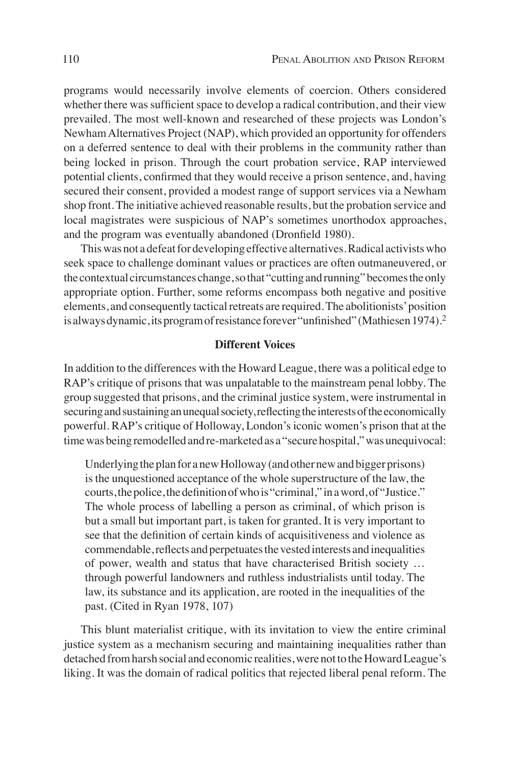programs would necessarily involve elements of coercion. Others considered whether there was sufficient space to develop a radical contribution, and their view prevailed. The most well-known and researched of these projects was London's Newham Alternatives Project (NAP), which provided an opportunity for offenders on a deferred sentence to deal with their problems in the community rather than being locked in prison. Through the court probation service, RAP interviewed potential clients, confirmed that they would receive a prison sentence, and, having secured their consent, provided a modest range of support services via a Newham shop front. The initiative achieved reasonable results, but the probation service and local magistrates were suspicious of NAP's sometimes unorthodox approaches, and the program was eventually abandoned (Dronfield 1980).

This was not a defeat for developing effective alternatives. Radical activists who seek space to challenge dominant values or practices are often outmaneuvered, or the contextual circumstances change, so that "cutting and running" becomes the only appropriate option. Further, some reforms encompass both negative and positive elements, and consequently tactical retreats are required. The abolitionists' position is always dynamic, its program of resistance forever "unfinished" (Mathiesen 1974).[2]

## Different Voices

In addition to the differences with the Howard League, there was a political edge to RAP's critique of prisons that was unpalatable to the mainstream penal lobby. The group suggested that prisons, and the criminal justice system, were instrumental in securing and sustaining an unequal society, reflecting the interests of the economically powerful. RAP's critique of Holloway, London's iconic women's prison that at the time was being remodelled and re-marketed as a "secure hospital," was unequivocal:

> Underlying the plan for a new Holloway (and other new and bigger prisons) is the unquestioned acceptance of the whole superstructure of the law, the courts, the police, the definition of who is "criminal," in a word, of "Justice." The whole process of labelling a person as criminal, of which prison is but a small but important part, is taken for granted. It is very important to see that the definition of certain kinds of acquisitiveness and violence as commendable, reflects and perpetuates the vested interests and inequalities of power, wealth and status that have characterised British society … through powerful landowners and ruthless industrialists until today. The law, its substance and its application, are rooted in the inequalities of the past. (Cited in Ryan 1978, 107)

This blunt materialist critique, with its invitation to view the entire criminal justice system as a mechanism securing and maintaining inequalities rather than detached from harsh social and economic realities, were not to the Howard League's liking. It was the domain of radical politics that rejected liberal penal reform. The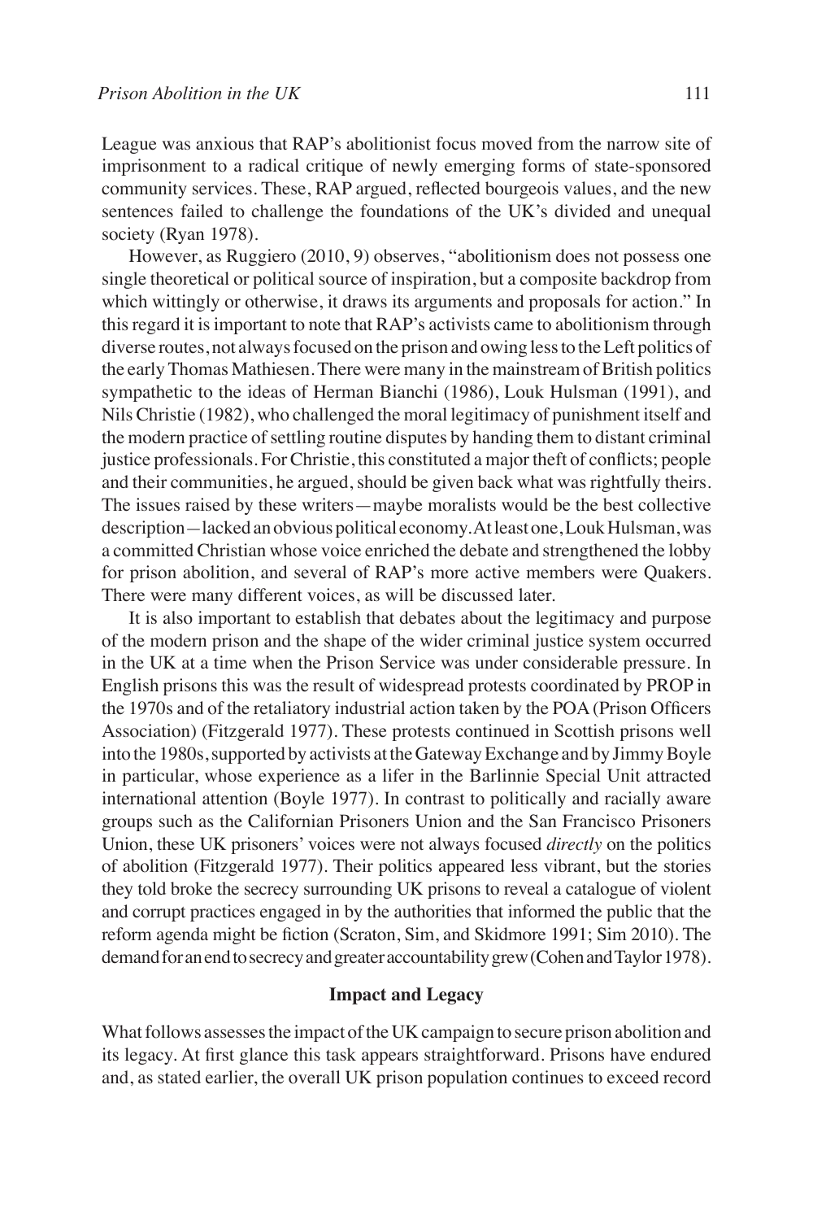League was anxious that RAP's abolitionist focus moved from the narrow site of imprisonment to a radical critique of newly emerging forms of state-sponsored community services. These, RAP argued, reflected bourgeois values, and the new sentences failed to challenge the foundations of the UK's divided and unequal society (Ryan 1978).

However, as Ruggiero (2010, 9) observes, "abolitionism does not possess one single theoretical or political source of inspiration, but a composite backdrop from which wittingly or otherwise, it draws its arguments and proposals for action." In this regard it is important to note that RAP's activists came to abolitionism through diverse routes, not always focused on the prison and owing less to the Left politics of the early Thomas Mathiesen. There were many in the mainstream of British politics sympathetic to the ideas of Herman Bianchi (1986), Louk Hulsman (1991), and Nils Christie (1982), who challenged the moral legitimacy of punishment itself and the modern practice of settling routine disputes by handing them to distant criminal justice professionals. For Christie, this constituted a major theft of conflicts; people and their communities, he argued, should be given back what was rightfully theirs. The issues raised by these writers—maybe moralists would be the best collective description—lacked an obvious political economy. At least one, Louk Hulsman, was a committed Christian whose voice enriched the debate and strengthened the lobby for prison abolition, and several of RAP's more active members were Quakers. There were many different voices, as will be discussed later.

It is also important to establish that debates about the legitimacy and purpose of the modern prison and the shape of the wider criminal justice system occurred in the UK at a time when the Prison Service was under considerable pressure. In English prisons this was the result of widespread protests coordinated by PROP in the 1970s and of the retaliatory industrial action taken by the POA (Prison Officers Association) (Fitzgerald 1977). These protests continued in Scottish prisons well into the 1980s, supported by activists at the Gateway Exchange and by Jimmy Boyle in particular, whose experience as a lifer in the Barlinnie Special Unit attracted international attention (Boyle 1977). In contrast to politically and racially aware groups such as the Californian Prisoners Union and the San Francisco Prisoners Union, these UK prisoners' voices were not always focused *directly* on the politics of abolition (Fitzgerald 1977). Their politics appeared less vibrant, but the stories they told broke the secrecy surrounding UK prisons to reveal a catalogue of violent and corrupt practices engaged in by the authorities that informed the public that the reform agenda might be fiction (Scraton, Sim, and Skidmore 1991; Sim 2010). The demand for an end to secrecy and greater accountability grew (Cohen and Taylor 1978).

## Impact and Legacy

What follows assesses the impact of the UK campaign to secure prison abolition and its legacy. At first glance this task appears straightforward. Prisons have endured and, as stated earlier, the overall UK prison population continues to exceed record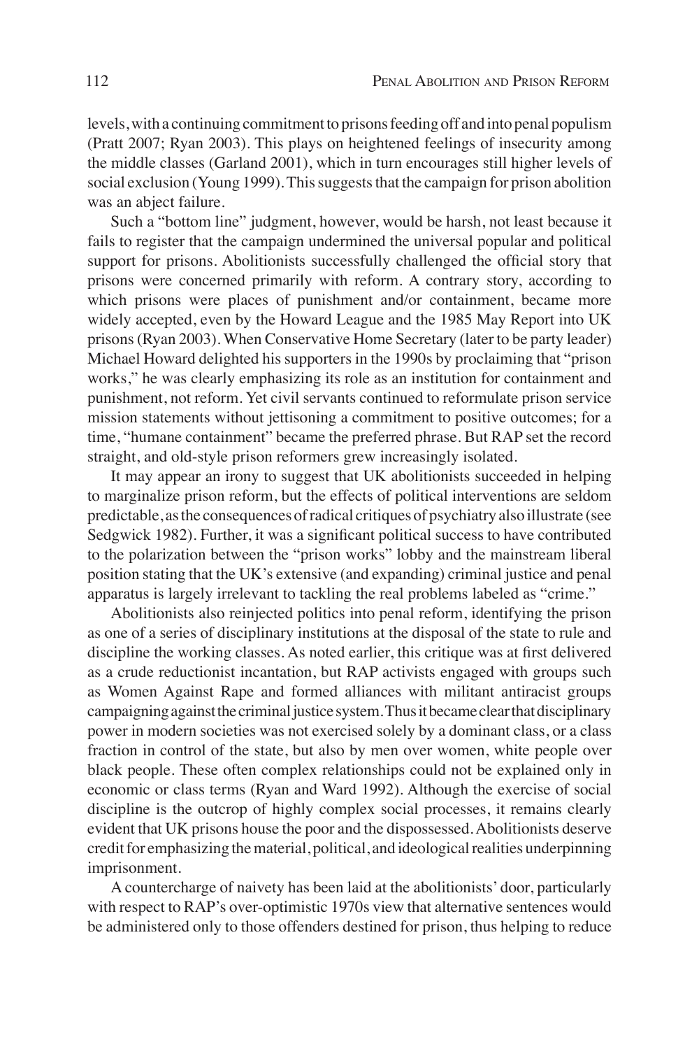levels, with a continuing commitment to prisons feeding off and into penal populism (Pratt 2007; Ryan 2003). This plays on heightened feelings of insecurity among the middle classes (Garland 2001), which in turn encourages still higher levels of social exclusion (Young 1999). This suggests that the campaign for prison abolition was an abject failure.

Such a "bottom line" judgment, however, would be harsh, not least because it fails to register that the campaign undermined the universal popular and political support for prisons. Abolitionists successfully challenged the official story that prisons were concerned primarily with reform. A contrary story, according to which prisons were places of punishment and/or containment, became more widely accepted, even by the Howard League and the 1985 May Report into UK prisons (Ryan 2003). When Conservative Home Secretary (later to be party leader) Michael Howard delighted his supporters in the 1990s by proclaiming that "prison works," he was clearly emphasizing its role as an institution for containment and punishment, not reform. Yet civil servants continued to reformulate prison service mission statements without jettisoning a commitment to positive outcomes; for a time, "humane containment" became the preferred phrase. But RAP set the record straight, and old-style prison reformers grew increasingly isolated.

It may appear an irony to suggest that UK abolitionists succeeded in helping to marginalize prison reform, but the effects of political interventions are seldom predictable, as the consequences of radical critiques of psychiatry also illustrate (see Sedgwick 1982). Further, it was a significant political success to have contributed to the polarization between the "prison works" lobby and the mainstream liberal position stating that the UK's extensive (and expanding) criminal justice and penal apparatus is largely irrelevant to tackling the real problems labeled as "crime."

Abolitionists also reinjected politics into penal reform, identifying the prison as one of a series of disciplinary institutions at the disposal of the state to rule and discipline the working classes. As noted earlier, this critique was at first delivered as a crude reductionist incantation, but RAP activists engaged with groups such as Women Against Rape and formed alliances with militant antiracist groups campaigning against the criminal justice system. Thus it became clear that disciplinary power in modern societies was not exercised solely by a dominant class, or a class fraction in control of the state, but also by men over women, white people over black people. These often complex relationships could not be explained only in economic or class terms (Ryan and Ward 1992). Although the exercise of social discipline is the outcrop of highly complex social processes, it remains clearly evident that UK prisons house the poor and the dispossessed. Abolitionists deserve credit for emphasizing the material, political, and ideological realities underpinning imprisonment.

A countercharge of naivety has been laid at the abolitionists' door, particularly with respect to RAP's over-optimistic 1970s view that alternative sentences would be administered only to those offenders destined for prison, thus helping to reduce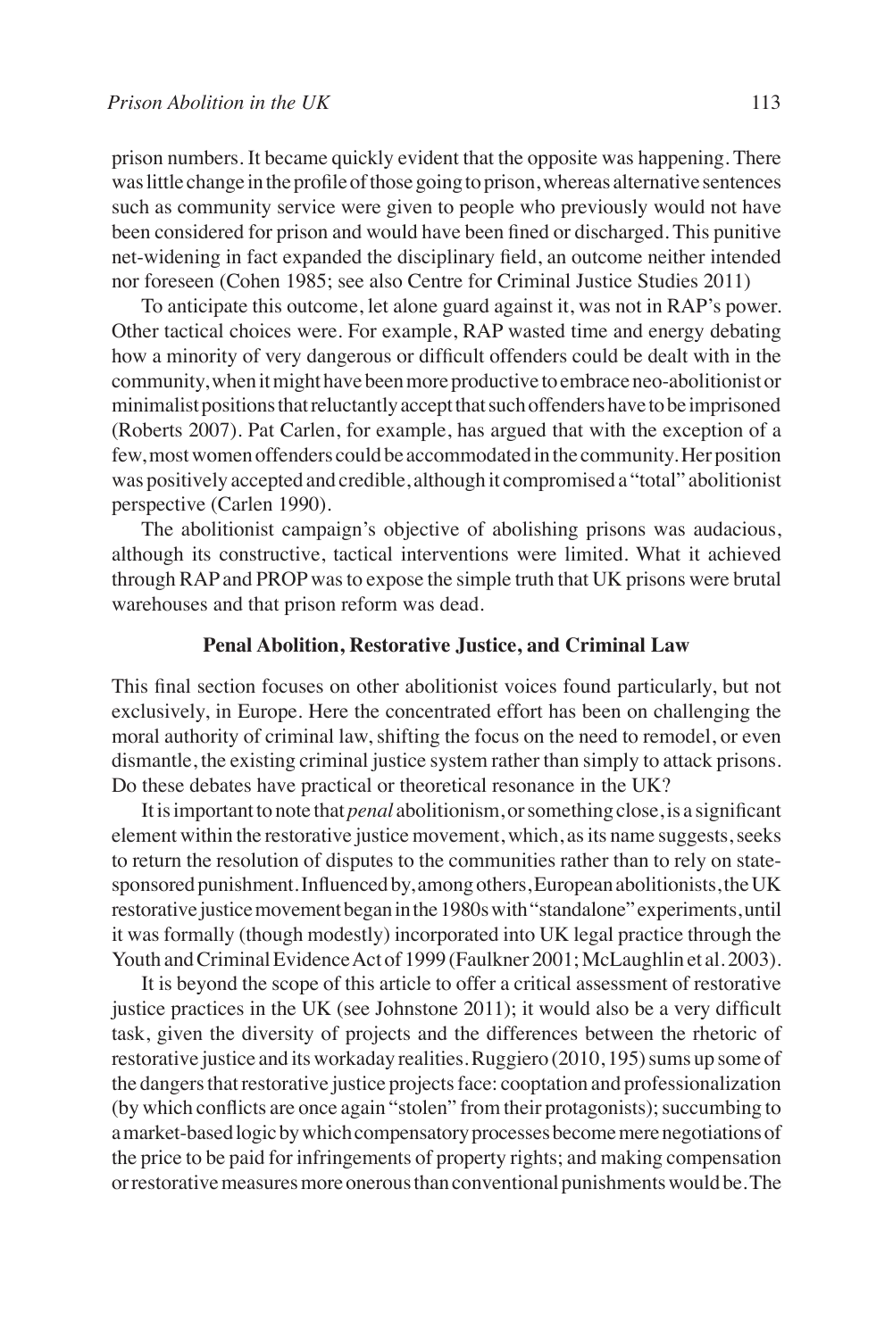prison numbers. It became quickly evident that the opposite was happening. There was little change in the profile of those going to prison, whereas alternative sentences such as community service were given to people who previously would not have been considered for prison and would have been fined or discharged. This punitive net-widening in fact expanded the disciplinary field, an outcome neither intended nor foreseen (Cohen 1985; see also Centre for Criminal Justice Studies 2011)

To anticipate this outcome, let alone guard against it, was not in RAP's power. Other tactical choices were. For example, RAP wasted time and energy debating how a minority of very dangerous or difficult offenders could be dealt with in the community, when it might have been more productive to embrace neo-abolitionist or minimalist positions that reluctantly accept that such offenders have to be imprisoned (Roberts 2007). Pat Carlen, for example, has argued that with the exception of a few, most women offenders could be accommodated in the community. Her position was positively accepted and credible, although it compromised a "total" abolitionist perspective (Carlen 1990).

The abolitionist campaign's objective of abolishing prisons was audacious, although its constructive, tactical interventions were limited. What it achieved through RAP and PROP was to expose the simple truth that UK prisons were brutal warehouses and that prison reform was dead.

## Penal Abolition, Restorative Justice, and Criminal Law

This final section focuses on other abolitionist voices found particularly, but not exclusively, in Europe. Here the concentrated effort has been on challenging the moral authority of criminal law, shifting the focus on the need to remodel, or even dismantle, the existing criminal justice system rather than simply to attack prisons. Do these debates have practical or theoretical resonance in the UK?

It is important to note that *penal* abolitionism, or something close, is a significant element within the restorative justice movement, which, as its name suggests, seeks to return the resolution of disputes to the communities rather than to rely on state-sponsored punishment. Influenced by, among others, European abolitionists, the UK restorative justice movement began in the 1980s with "standalone" experiments, until it was formally (though modestly) incorporated into UK legal practice through the Youth and Criminal Evidence Act of 1999 (Faulkner 2001; McLaughlin et al. 2003).

It is beyond the scope of this article to offer a critical assessment of restorative justice practices in the UK (see Johnstone 2011); it would also be a very difficult task, given the diversity of projects and the differences between the rhetoric of restorative justice and its workaday realities. Ruggiero (2010, 195) sums up some of the dangers that restorative justice projects face: cooptation and professionalization (by which conflicts are once again "stolen" from their protagonists); succumbing to a market-based logic by which compensatory processes become mere negotiations of the price to be paid for infringements of property rights; and making compensation or restorative measures more onerous than conventional punishments would be. The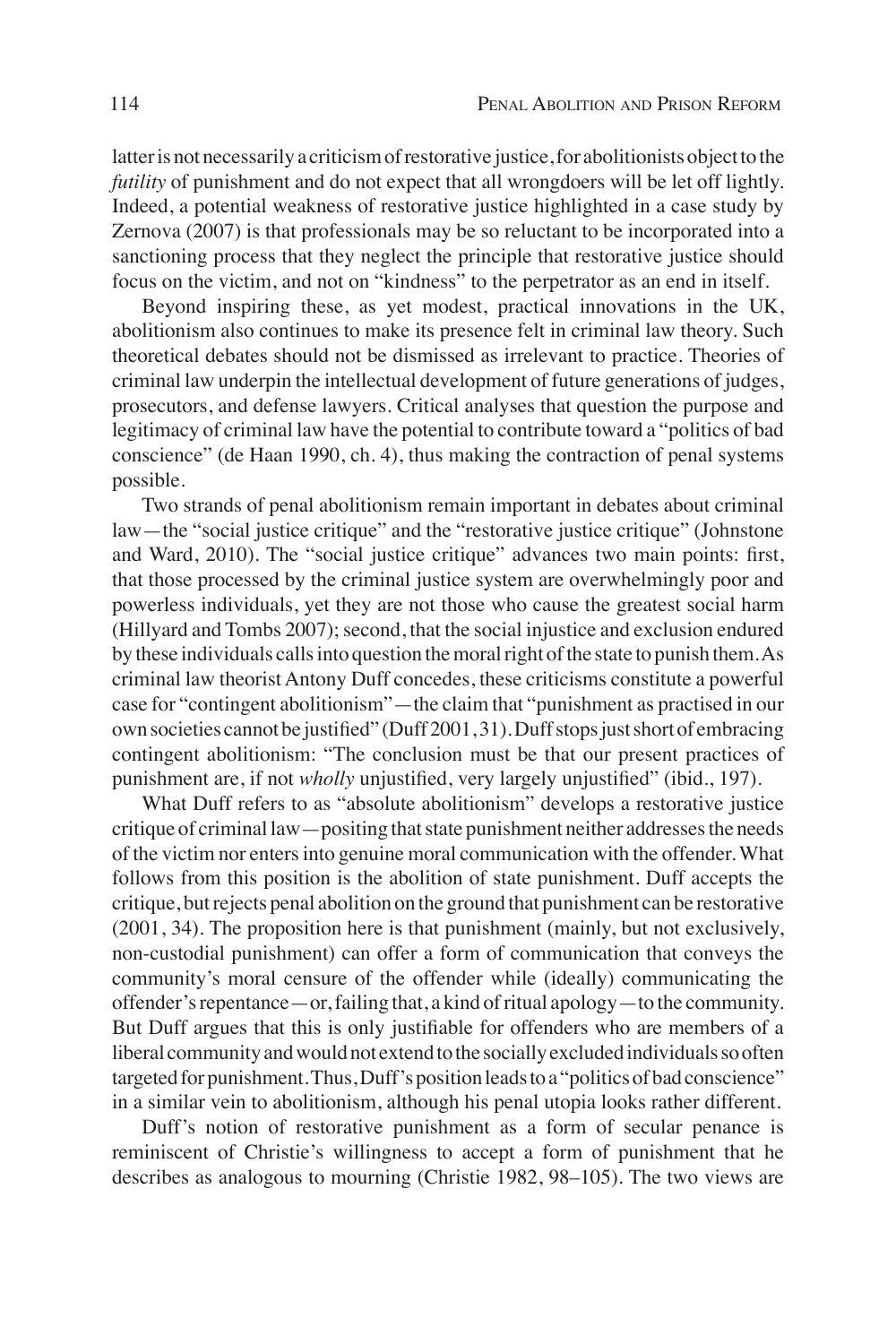latter is not necessarily a criticism of restorative justice, for abolitionists object to the *futility* of punishment and do not expect that all wrongdoers will be let off lightly. Indeed, a potential weakness of restorative justice highlighted in a case study by Zernova (2007) is that professionals may be so reluctant to be incorporated into a sanctioning process that they neglect the principle that restorative justice should focus on the victim, and not on "kindness" to the perpetrator as an end in itself.

Beyond inspiring these, as yet modest, practical innovations in the UK, abolitionism also continues to make its presence felt in criminal law theory. Such theoretical debates should not be dismissed as irrelevant to practice. Theories of criminal law underpin the intellectual development of future generations of judges, prosecutors, and defense lawyers. Critical analyses that question the purpose and legitimacy of criminal law have the potential to contribute toward a "politics of bad conscience" (de Haan 1990, ch. 4), thus making the contraction of penal systems possible.

Two strands of penal abolitionism remain important in debates about criminal law—the "social justice critique" and the "restorative justice critique" (Johnstone and Ward, 2010). The "social justice critique" advances two main points: first, that those processed by the criminal justice system are overwhelmingly poor and powerless individuals, yet they are not those who cause the greatest social harm (Hillyard and Tombs 2007); second, that the social injustice and exclusion endured by these individuals calls into question the moral right of the state to punish them. As criminal law theorist Antony Duff concedes, these criticisms constitute a powerful case for "contingent abolitionism"—the claim that "punishment as practised in our own societies cannot be justified" (Duff 2001, 31). Duff stops just short of embracing contingent abolitionism: "The conclusion must be that our present practices of punishment are, if not *wholly* unjustified, very largely unjustified" (ibid., 197).

What Duff refers to as "absolute abolitionism" develops a restorative justice critique of criminal law—positing that state punishment neither addresses the needs of the victim nor enters into genuine moral communication with the offender. What follows from this position is the abolition of state punishment. Duff accepts the critique, but rejects penal abolition on the ground that punishment can be restorative (2001, 34). The proposition here is that punishment (mainly, but not exclusively, non-custodial punishment) can offer a form of communication that conveys the community's moral censure of the offender while (ideally) communicating the offender's repentance—or, failing that, a kind of ritual apology—to the community. But Duff argues that this is only justifiable for offenders who are members of a liberal community and would not extend to the socially excluded individuals so often targeted for punishment. Thus, Duff's position leads to a "politics of bad conscience" in a similar vein to abolitionism, although his penal utopia looks rather different.

Duff's notion of restorative punishment as a form of secular penance is reminiscent of Christie's willingness to accept a form of punishment that he describes as analogous to mourning (Christie 1982, 98–105). The two views are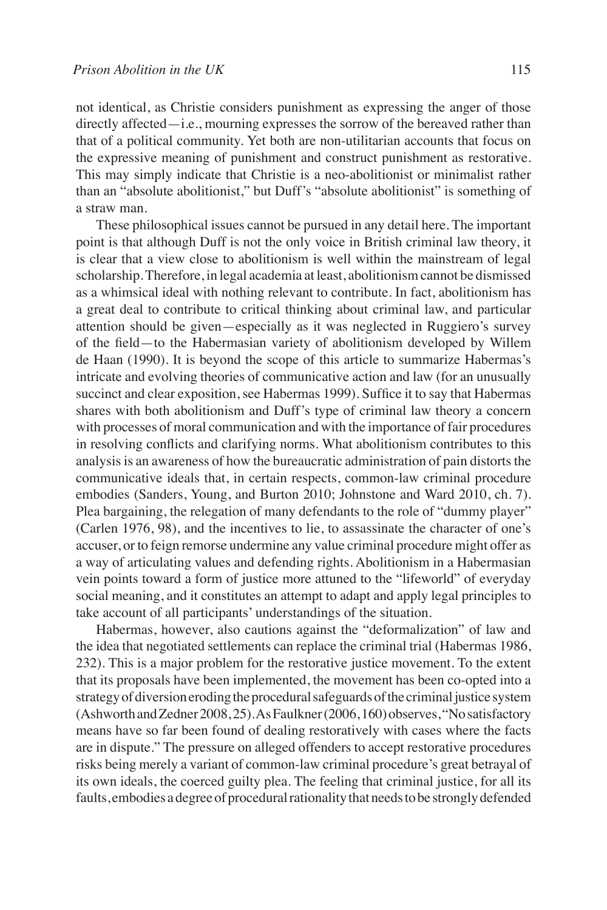not identical, as Christie considers punishment as expressing the anger of those directly affected—i.e., mourning expresses the sorrow of the bereaved rather than that of a political community. Yet both are non-utilitarian accounts that focus on the expressive meaning of punishment and construct punishment as restorative. This may simply indicate that Christie is a neo-abolitionist or minimalist rather than an "absolute abolitionist," but Duff's "absolute abolitionist" is something of a straw man.

These philosophical issues cannot be pursued in any detail here. The important point is that although Duff is not the only voice in British criminal law theory, it is clear that a view close to abolitionism is well within the mainstream of legal scholarship. Therefore, in legal academia at least, abolitionism cannot be dismissed as a whimsical ideal with nothing relevant to contribute. In fact, abolitionism has a great deal to contribute to critical thinking about criminal law, and particular attention should be given—especially as it was neglected in Ruggiero's survey of the field—to the Habermasian variety of abolitionism developed by Willem de Haan (1990). It is beyond the scope of this article to summarize Habermas's intricate and evolving theories of communicative action and law (for an unusually succinct and clear exposition, see Habermas 1999). Suffice it to say that Habermas shares with both abolitionism and Duff's type of criminal law theory a concern with processes of moral communication and with the importance of fair procedures in resolving conflicts and clarifying norms. What abolitionism contributes to this analysis is an awareness of how the bureaucratic administration of pain distorts the communicative ideals that, in certain respects, common-law criminal procedure embodies (Sanders, Young, and Burton 2010; Johnstone and Ward 2010, ch. 7). Plea bargaining, the relegation of many defendants to the role of "dummy player" (Carlen 1976, 98), and the incentives to lie, to assassinate the character of one's accuser, or to feign remorse undermine any value criminal procedure might offer as a way of articulating values and defending rights. Abolitionism in a Habermasian vein points toward a form of justice more attuned to the "lifeworld" of everyday social meaning, and it constitutes an attempt to adapt and apply legal principles to take account of all participants' understandings of the situation.

Habermas, however, also cautions against the "deformalization" of law and the idea that negotiated settlements can replace the criminal trial (Habermas 1986, 232). This is a major problem for the restorative justice movement. To the extent that its proposals have been implemented, the movement has been co-opted into a strategy of diversion eroding the procedural safeguards of the criminal justice system (Ashworth and Zedner 2008, 25). As Faulkner (2006, 160) observes, "No satisfactory means have so far been found of dealing restoratively with cases where the facts are in dispute." The pressure on alleged offenders to accept restorative procedures risks being merely a variant of common-law criminal procedure's great betrayal of its own ideals, the coerced guilty plea. The feeling that criminal justice, for all its faults, embodies a degree of procedural rationality that needs to be strongly defended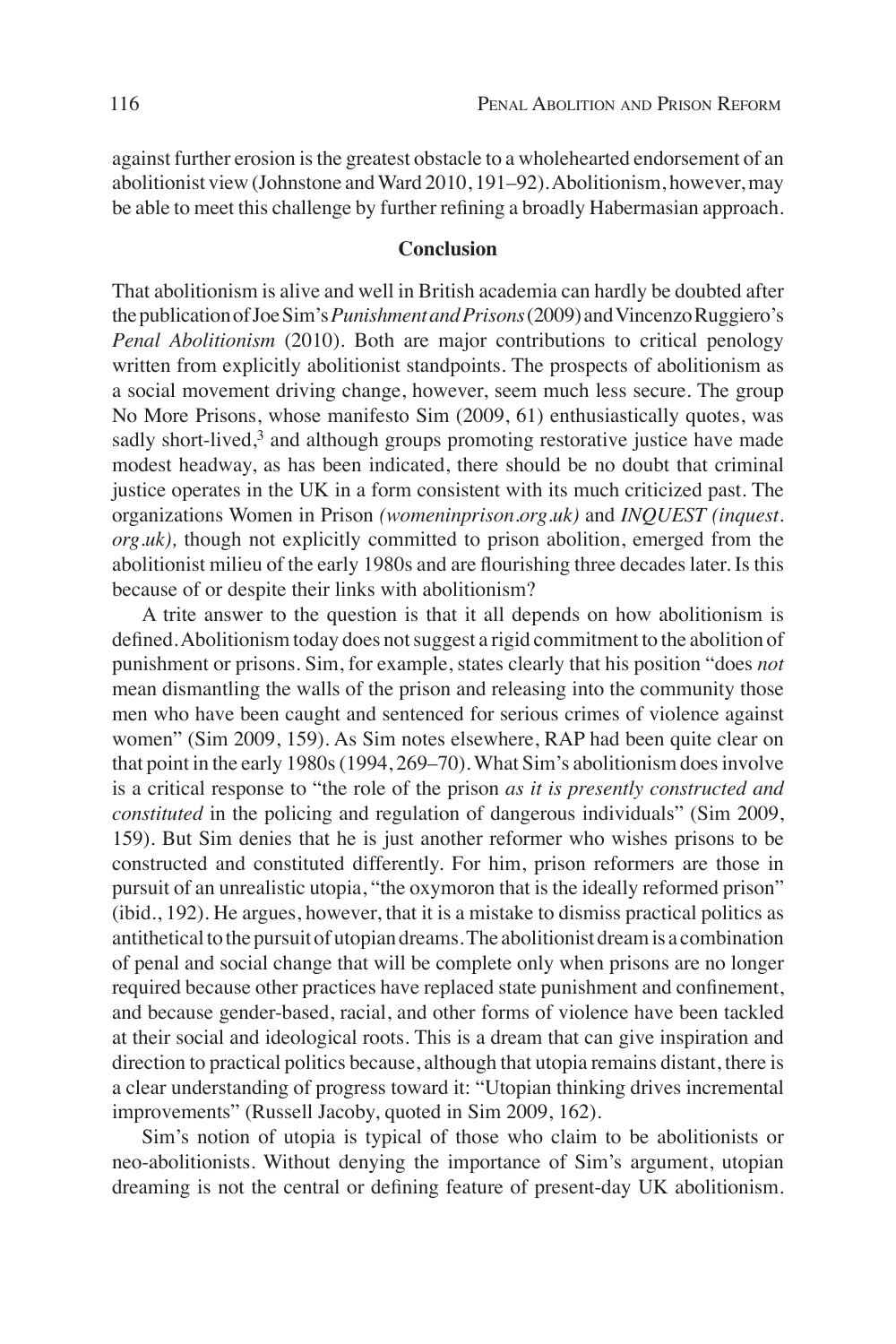against further erosion is the greatest obstacle to a wholehearted endorsement of an abolitionist view (Johnstone and Ward 2010, 191–92). Abolitionism, however, may be able to meet this challenge by further refining a broadly Habermasian approach.

## Conclusion

That abolitionism is alive and well in British academia can hardly be doubted after the publication of Joe Sim's *Punishment and Prisons* (2009) and Vincenzo Ruggiero's *Penal Abolitionism* (2010). Both are major contributions to critical penology written from explicitly abolitionist standpoints. The prospects of abolitionism as a social movement driving change, however, seem much less secure. The group No More Prisons, whose manifesto Sim (2009, 61) enthusiastically quotes, was sadly short-lived,[3] and although groups promoting restorative justice have made modest headway, as has been indicated, there should be no doubt that criminal justice operates in the UK in a form consistent with its much criticized past. The organizations Women in Prison *(womeninprison.org.uk)* and *INQUEST (inquest.org.uk),* though not explicitly committed to prison abolition, emerged from the abolitionist milieu of the early 1980s and are flourishing three decades later. Is this because of or despite their links with abolitionism?

A trite answer to the question is that it all depends on how abolitionism is defined. Abolitionism today does not suggest a rigid commitment to the abolition of punishment or prisons. Sim, for example, states clearly that his position "does *not* mean dismantling the walls of the prison and releasing into the community those men who have been caught and sentenced for serious crimes of violence against women" (Sim 2009, 159). As Sim notes elsewhere, RAP had been quite clear on that point in the early 1980s (1994, 269–70). What Sim's abolitionism does involve is a critical response to "the role of the prison *as it is presently constructed and constituted* in the policing and regulation of dangerous individuals" (Sim 2009, 159). But Sim denies that he is just another reformer who wishes prisons to be constructed and constituted differently. For him, prison reformers are those in pursuit of an unrealistic utopia, "the oxymoron that is the ideally reformed prison" (ibid., 192). He argues, however, that it is a mistake to dismiss practical politics as antithetical to the pursuit of utopian dreams. The abolitionist dream is a combination of penal and social change that will be complete only when prisons are no longer required because other practices have replaced state punishment and confinement, and because gender-based, racial, and other forms of violence have been tackled at their social and ideological roots. This is a dream that can give inspiration and direction to practical politics because, although that utopia remains distant, there is a clear understanding of progress toward it: "Utopian thinking drives incremental improvements" (Russell Jacoby, quoted in Sim 2009, 162).

Sim's notion of utopia is typical of those who claim to be abolitionists or neo-abolitionists. Without denying the importance of Sim's argument, utopian dreaming is not the central or defining feature of present-day UK abolitionism.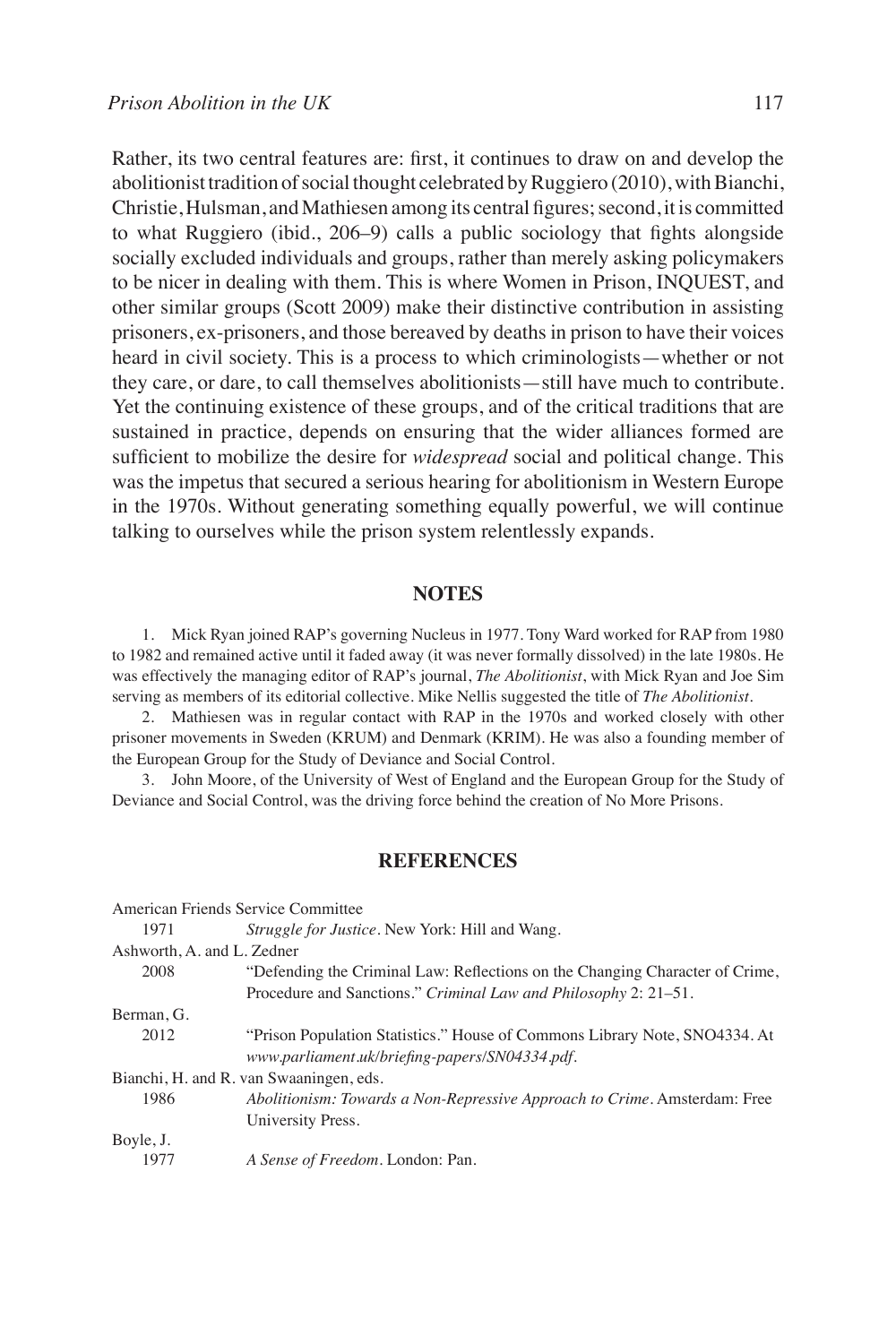Rather, its two central features are: first, it continues to draw on and develop the abolitionist tradition of social thought celebrated by Ruggiero (2010), with Bianchi, Christie, Hulsman, and Mathiesen among its central figures; second, it is committed to what Ruggiero (ibid., 206–9) calls a public sociology that fights alongside socially excluded individuals and groups, rather than merely asking policymakers to be nicer in dealing with them. This is where Women in Prison, INQUEST, and other similar groups (Scott 2009) make their distinctive contribution in assisting prisoners, ex-prisoners, and those bereaved by deaths in prison to have their voices heard in civil society. This is a process to which criminologists—whether or not they care, or dare, to call themselves abolitionists—still have much to contribute. Yet the continuing existence of these groups, and of the critical traditions that are sustained in practice, depends on ensuring that the wider alliances formed are sufficient to mobilize the desire for *widespread* social and political change. This was the impetus that secured a serious hearing for abolitionism in Western Europe in the 1970s. Without generating something equally powerful, we will continue talking to ourselves while the prison system relentlessly expands.

## NOTES

1. Mick Ryan joined RAP's governing Nucleus in 1977. Tony Ward worked for RAP from 1980 to 1982 and remained active until it faded away (it was never formally dissolved) in the late 1980s. He was effectively the managing editor of RAP's journal, *The Abolitionist*, with Mick Ryan and Joe Sim serving as members of its editorial collective. Mike Nellis suggested the title of *The Abolitionist*.

2. Mathiesen was in regular contact with RAP in the 1970s and worked closely with other prisoner movements in Sweden (KRUM) and Denmark (KRIM). He was also a founding member of the European Group for the Study of Deviance and Social Control.

3. John Moore, of the University of West of England and the European Group for the Study of Deviance and Social Control, was the driving force behind the creation of No More Prisons.

## REFERENCES

American Friends Service Committee
1971 *Struggle for Justice*. New York: Hill and Wang.

Ashworth, A. and L. Zedner
2008 "Defending the Criminal Law: Reflections on the Changing Character of Crime, Procedure and Sanctions." *Criminal Law and Philosophy* 2: 21–51.

Berman, G.
2012 "Prison Population Statistics." House of Commons Library Note, SNO4334. At *www.parliament.uk/briefing-papers/SN04334.pdf*.

Bianchi, H. and R. van Swaaningen, eds.
1986 *Abolitionism: Towards a Non-Repressive Approach to Crime*. Amsterdam: Free University Press.

Boyle, J.
1977 *A Sense of Freedom*. London: Pan.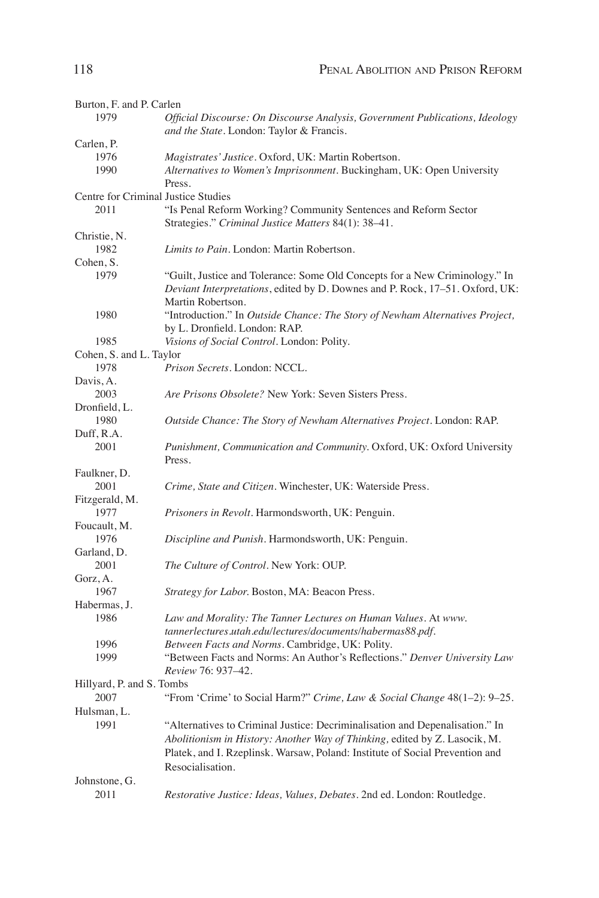Burton, F. and P. Carlen

1979 *Official Discourse: On Discourse Analysis, Government Publications, Ideology and the State*. London: Taylor & Francis.

Carlen, P.

1976 *Magistrates' Justice*. Oxford, UK: Martin Robertson.

1990 *Alternatives to Women's Imprisonment*. Buckingham, UK: Open University Press.

Centre for Criminal Justice Studies

2011 "Is Penal Reform Working? Community Sentences and Reform Sector Strategies." *Criminal Justice Matters* 84(1): 38–41.

Christie, N.

1982 *Limits to Pain*. London: Martin Robertson.

Cohen, S.

1979 "Guilt, Justice and Tolerance: Some Old Concepts for a New Criminology." In *Deviant Interpretations*, edited by D. Downes and P. Rock, 17–51. Oxford, UK: Martin Robertson.

1980 "Introduction." In *Outside Chance: The Story of Newham Alternatives Project*, by L. Dronfield. London: RAP.

1985 *Visions of Social Control*. London: Polity.

Cohen, S. and L. Taylor

1978 *Prison Secrets*. London: NCCL.

Davis, A.

2003 *Are Prisons Obsolete?* New York: Seven Sisters Press.

Dronfield, L.

1980 *Outside Chance: The Story of Newham Alternatives Project*. London: RAP.

Duff, R.A.

2001 *Punishment, Communication and Community*. Oxford, UK: Oxford University Press.

Faulkner, D.

2001 *Crime, State and Citizen*. Winchester, UK: Waterside Press.

Fitzgerald, M.

1977 *Prisoners in Revolt*. Harmondsworth, UK: Penguin.

Foucault, M.

1976 *Discipline and Punish*. Harmondsworth, UK: Penguin.

Garland, D.

2001 *The Culture of Control*. New York: OUP.

Gorz, A.

1967 *Strategy for Labor*. Boston, MA: Beacon Press.

Habermas, J.

1986 *Law and Morality: The Tanner Lectures on Human Values*. At *www.tannerlectures.utah.edu/lectures/documents/habermas88.pdf*.

1996 *Between Facts and Norms*. Cambridge, UK: Polity.

1999 "Between Facts and Norms: An Author's Reflections." *Denver University Law Review* 76: 937–42.

Hillyard, P. and S. Tombs

2007 "From 'Crime' to Social Harm?" *Crime, Law & Social Change* 48(1–2): 9–25.

Hulsman, L.

1991 "Alternatives to Criminal Justice: Decriminalisation and Depenalisation." In *Abolitionism in History: Another Way of Thinking*, edited by Z. Lasocik, M. Platek, and I. Rzeplinsk. Warsaw, Poland: Institute of Social Prevention and Resocialisation.

Johnstone, G.

2011 *Restorative Justice: Ideas, Values, Debates*. 2nd ed. London: Routledge.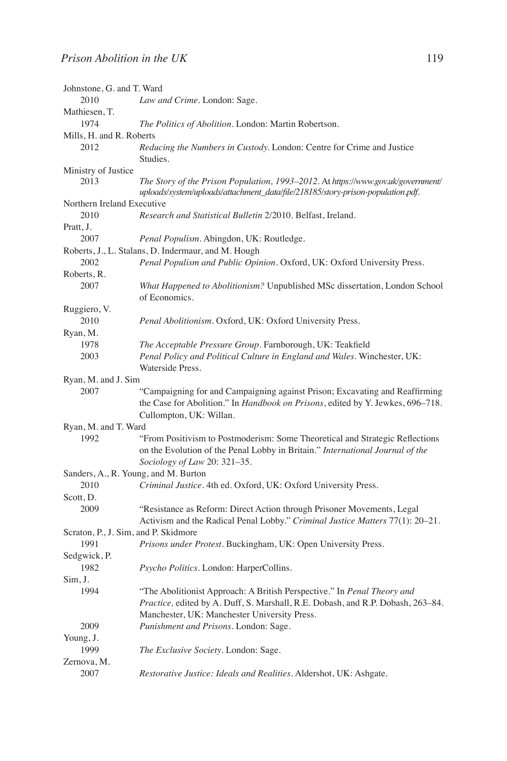Johnstone, G. and T. Ward
2010 *Law and Crime*. London: Sage.

Mathiesen, T.
1974 *The Politics of Abolition*. London: Martin Robertson.

Mills, H. and R. Roberts
2012 *Reducing the Numbers in Custody*. London: Centre for Crime and Justice Studies.

Ministry of Justice
2013 *The Story of the Prison Population, 1993–2012*. At *https://www.gov.uk/government/uploads/system/uploads/attachment_data/file/218185/story-prison-population.pdf*.

Northern Ireland Executive
2010 *Research and Statistical Bulletin* 2/2010. Belfast, Ireland.

Pratt, J.
2007 *Penal Populism*. Abingdon, UK: Routledge.

Roberts, J., L. Stalans, D. Indermaur, and M. Hough
2002 *Penal Populism and Public Opinion*. Oxford, UK: Oxford University Press.

Roberts, R.
2007 *What Happened to Abolitionism?* Unpublished MSc dissertation, London School of Economics.

Ruggiero, V.
2010 *Penal Abolitionism*. Oxford, UK: Oxford University Press.

Ryan, M.
1978 *The Acceptable Pressure Group*. Farnborough, UK: Teakfield
2003 *Penal Policy and Political Culture in England and Wales*. Winchester, UK: Waterside Press.

Ryan, M. and J. Sim
2007 "Campaigning for and Campaigning against Prison; Excavating and Reaffirming the Case for Abolition." In *Handbook on Prisons*, edited by Y. Jewkes, 696–718. Cullompton, UK: Willan.

Ryan, M. and T. Ward
1992 "From Positivism to Postmoderism: Some Theoretical and Strategic Reflections on the Evolution of the Penal Lobby in Britain." *International Journal of the Sociology of Law* 20: 321–35.

Sanders, A., R. Young, and M. Burton
2010 *Criminal Justice*. 4th ed. Oxford, UK: Oxford University Press.

Scott, D.
2009 "Resistance as Reform: Direct Action through Prisoner Movements, Legal Activism and the Radical Penal Lobby." *Criminal Justice Matters* 77(1): 20–21.

Scraton, P., J. Sim, and P. Skidmore
1991 *Prisons under Protest*. Buckingham, UK: Open University Press.

Sedgwick, P.
1982 *Psycho Politics*. London: HarperCollins.

Sim, J.
1994 "The Abolitionist Approach: A British Perspective." In *Penal Theory and Practice,* edited by A. Duff, S. Marshall, R.E. Dobash, and R.P. Dobash, 263–84. Manchester, UK: Manchester University Press.
2009 *Punishment and Prisons*. London: Sage.

Young, J.
1999 *The Exclusive Society*. London: Sage.

Zernova, M.
2007 *Restorative Justice: Ideals and Realities*. Aldershot, UK: Ashgate.